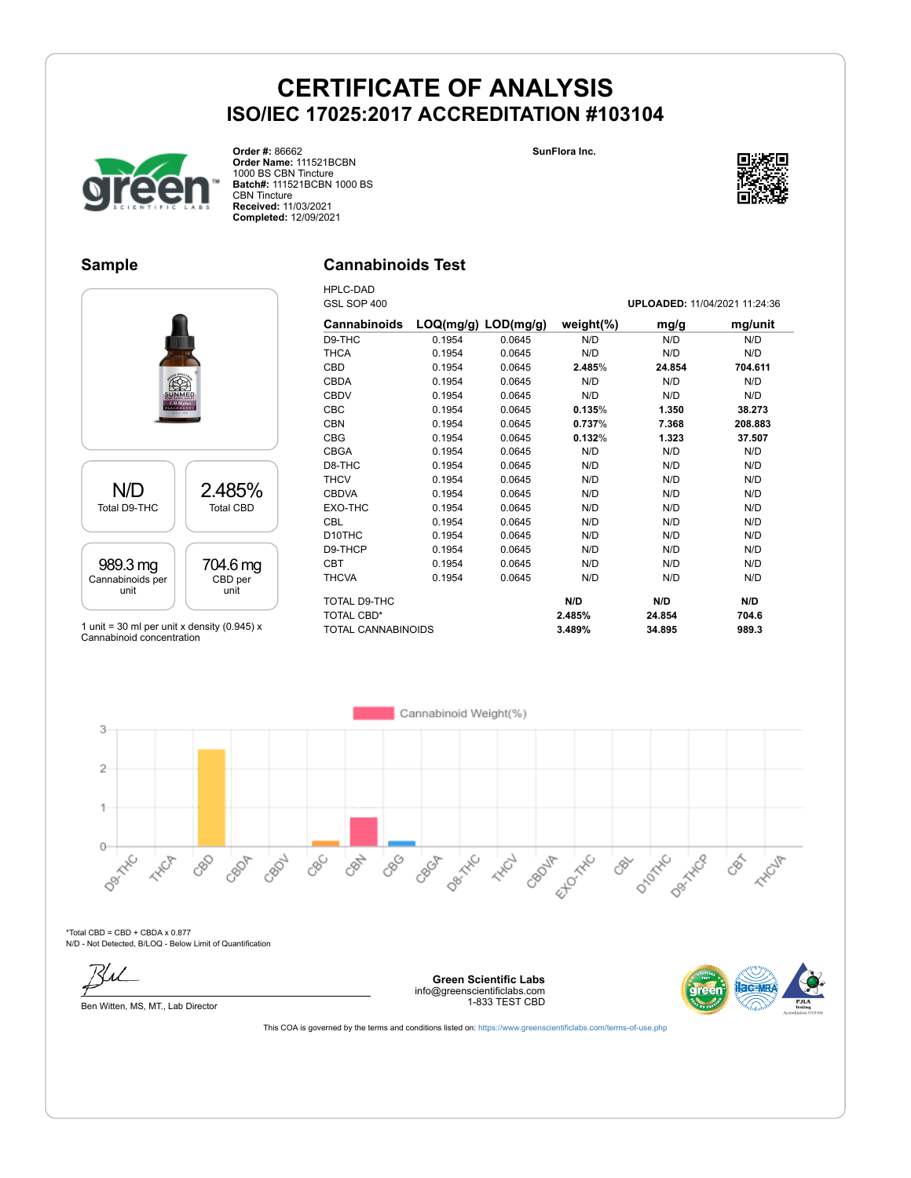# CERTIFICATE OF ANALYSIS

## ISO/IEC 17025:2017 ACCREDITATION #103104

**Order #:** 86662
**Order Name:** 111521BCBN 1000 BS CBN Tincture
**Batch#:** 111521BCBN 1000 BS CBN Tincture
**Received:** 11/03/2021
**Completed:** 12/09/2021

**SunFlora Inc.**

## Sample

| N/D | 2.485% |
|---|---|
| Total D9-THC | Total CBD |

| 989.3 mg | 704.6 mg |
|---|---|
| Cannabinoids per unit | CBD per unit |

1 unit = 30 ml per unit x density (0.945) x Cannabinoid concentration

## Cannabinoids Test

HPLC-DAD
GSL SOP 400

**UPLOADED:** 11/04/2021 11:24:36

| Cannabinoids | LOQ(mg/g) | LOD(mg/g) | weight(%) | mg/g | mg/unit |
|---|---|---|---|---|---|
| D9-THC | 0.1954 | 0.0645 | N/D | N/D | N/D |
| THCA | 0.1954 | 0.0645 | N/D | N/D | N/D |
| CBD | 0.1954 | 0.0645 | **2.485%** | **24.854** | **704.611** |
| CBDA | 0.1954 | 0.0645 | N/D | N/D | N/D |
| CBDV | 0.1954 | 0.0645 | N/D | N/D | N/D |
| CBC | 0.1954 | 0.0645 | **0.135%** | **1.350** | **38.273** |
| CBN | 0.1954 | 0.0645 | **0.737%** | **7.368** | **208.883** |
| CBG | 0.1954 | 0.0645 | **0.132%** | **1.323** | **37.507** |
| CBGA | 0.1954 | 0.0645 | N/D | N/D | N/D |
| D8-THC | 0.1954 | 0.0645 | N/D | N/D | N/D |
| THCV | 0.1954 | 0.0645 | N/D | N/D | N/D |
| CBDVA | 0.1954 | 0.0645 | N/D | N/D | N/D |
| EXO-THC | 0.1954 | 0.0645 | N/D | N/D | N/D |
| CBL | 0.1954 | 0.0645 | N/D | N/D | N/D |
| D10THC | 0.1954 | 0.0645 | N/D | N/D | N/D |
| D9-THCP | 0.1954 | 0.0645 | N/D | N/D | N/D |
| CBT | 0.1954 | 0.0645 | N/D | N/D | N/D |
| THCVA | 0.1954 | 0.0645 | N/D | N/D | N/D |
| TOTAL D9-THC | | | **N/D** | **N/D** | **N/D** |
| TOTAL CBD* | | | **2.485%** | **24.854** | **704.6** |
| TOTAL CANNABINOIDS | | | **3.489%** | **34.895** | **989.3** |

Cannabinoid Weight(%)

*Total CBD = CBD + CBDA x 0.877
N/D - Not Detected, B/LOQ - Below Limit of Quantification

Ben Witten, MS, MT., Lab Director

**Green Scientific Labs**
info@greenscientificlabs.com
1-833 TEST CBD

This COA is governed by the terms and conditions listed on: https://www.greenscientificlabs.com/terms-of-use.php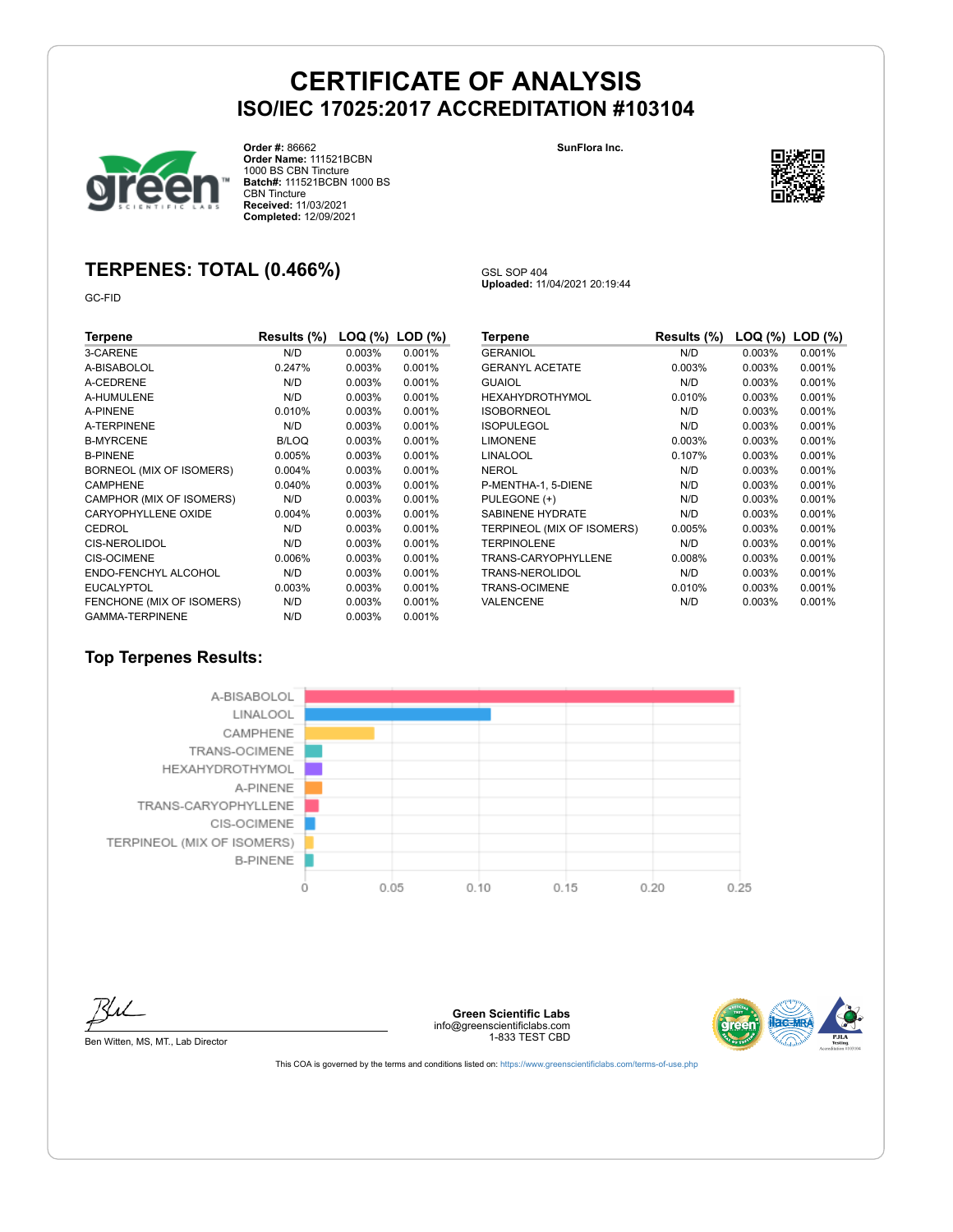# CERTIFICATE OF ANALYSIS
## ISO/IEC 17025:2017 ACCREDITATION #103104

**Order #:** 86662
**Order Name:** 111521BCBN
1000 BS CBN Tincture
**Batch#:** 111521BCBN 1000 BS
CBN Tincture
**Received:** 11/03/2021
**Completed:** 12/09/2021

SunFlora Inc.

## TERPENES: TOTAL (0.466%)

GC-FID

GSL SOP 404
**Uploaded:** 11/04/2021 20:19:44

| Terpene | Results (%) | LOQ (%) | LOD (%) |
|---|---|---|---|
| 3-CARENE | N/D | 0.003% | 0.001% |
| A-BISABOLOL | 0.247% | 0.003% | 0.001% |
| A-CEDRENE | N/D | 0.003% | 0.001% |
| A-HUMULENE | N/D | 0.003% | 0.001% |
| A-PINENE | 0.010% | 0.003% | 0.001% |
| A-TERPINENE | N/D | 0.003% | 0.001% |
| B-MYRCENE | B/LOQ | 0.003% | 0.001% |
| B-PINENE | 0.005% | 0.003% | 0.001% |
| BORNEOL (MIX OF ISOMERS) | 0.004% | 0.003% | 0.001% |
| CAMPHENE | 0.040% | 0.003% | 0.001% |
| CAMPHOR (MIX OF ISOMERS) | N/D | 0.003% | 0.001% |
| CARYOPHYLLENE OXIDE | 0.004% | 0.003% | 0.001% |
| CEDROL | N/D | 0.003% | 0.001% |
| CIS-NEROLIDOL | N/D | 0.003% | 0.001% |
| CIS-OCIMENE | 0.006% | 0.003% | 0.001% |
| ENDO-FENCHYL ALCOHOL | N/D | 0.003% | 0.001% |
| EUCALYPTOL | 0.003% | 0.003% | 0.001% |
| FENCHONE (MIX OF ISOMERS) | N/D | 0.003% | 0.001% |
| GAMMA-TERPINENE | N/D | 0.003% | 0.001% |
| GERANIOL | N/D | 0.003% | 0.001% |
| GERANYL ACETATE | 0.003% | 0.003% | 0.001% |
| GUAIOL | N/D | 0.003% | 0.001% |
| HEXAHYDROTHYMOL | 0.010% | 0.003% | 0.001% |
| ISOBORNEOL | N/D | 0.003% | 0.001% |
| ISOPULEGOL | N/D | 0.003% | 0.001% |
| LIMONENE | 0.003% | 0.003% | 0.001% |
| LINALOOL | 0.107% | 0.003% | 0.001% |
| NEROL | N/D | 0.003% | 0.001% |
| P-MENTHA-1, 5-DIENE | N/D | 0.003% | 0.001% |
| PULEGONE (+) | N/D | 0.003% | 0.001% |
| SABINENE HYDRATE | N/D | 0.003% | 0.001% |
| TERPINEOL (MIX OF ISOMERS) | 0.005% | 0.003% | 0.001% |
| TERPINOLENE | N/D | 0.003% | 0.001% |
| TRANS-CARYOPHYLLENE | 0.008% | 0.003% | 0.001% |
| TRANS-NEROLIDOL | N/D | 0.003% | 0.001% |
| TRANS-OCIMENE | 0.010% | 0.003% | 0.001% |
| VALENCENE | N/D | 0.003% | 0.001% |

### Top Terpenes Results:

| Terpene | Result (%) |
|---|---|
| A-BISABOLOL | 0.247 |
| LINALOOL | 0.107 |
| CAMPHENE | 0.040 |
| TRANS-OCIMENE | 0.010 |
| HEXAHYDROTHYMOL | 0.010 |
| A-PINENE | 0.010 |
| TRANS-CARYOPHYLLENE | 0.008 |
| CIS-OCIMENE | 0.006 |
| TERPINEOL (MIX OF ISOMERS) | 0.005 |
| B-PINENE | 0.005 |

Ben Witten, MS, MT., Lab Director

**Green Scientific Labs**
info@greenscientificlabs.com
1-833 TEST CBD

This COA is governed by the terms and conditions listed on: https://www.greenscientificlabs.com/terms-of-use.php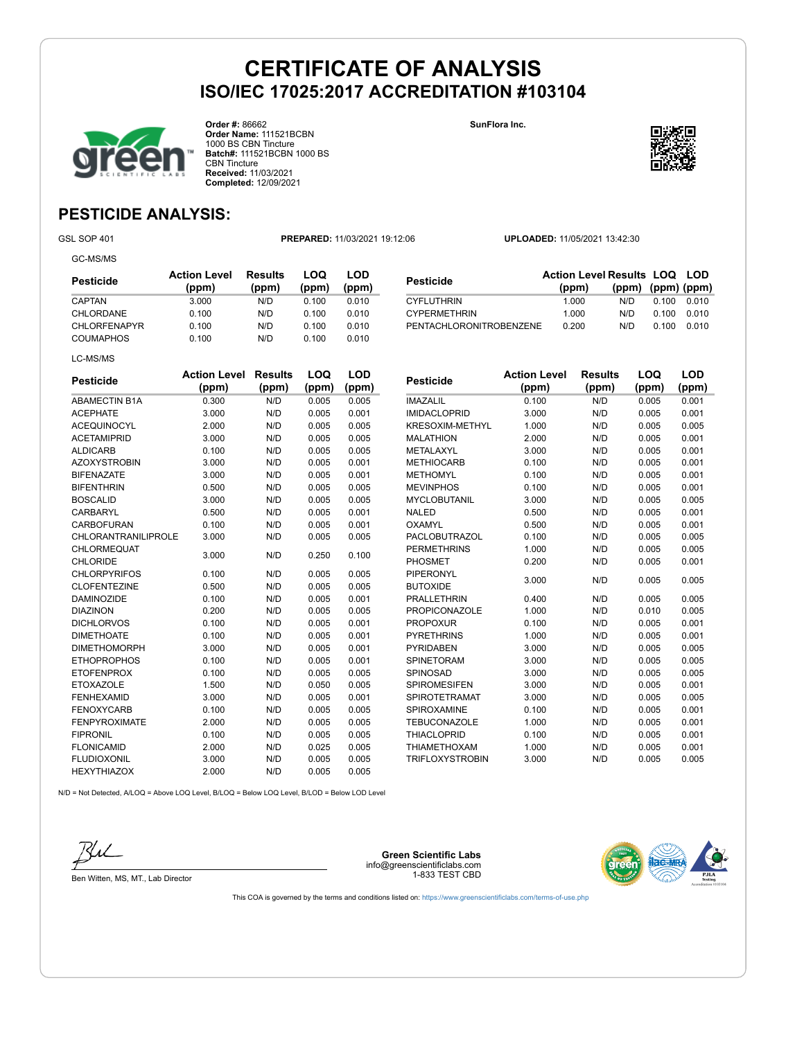# CERTIFICATE OF ANALYSIS
## ISO/IEC 17025:2017 ACCREDITATION #103104

**Order #:** 86662
**Order Name:** 111521BCBN 1000 BS CBN Tincture
**Batch#:** 111521BCBN 1000 BS CBN Tincture
**Received:** 11/03/2021
**Completed:** 12/09/2021

**SunFlora Inc.**

## PESTICIDE ANALYSIS:

GSL SOP 401 **PREPARED:** 11/03/2021 19:12:06 **UPLOADED:** 11/05/2021 13:42:30

GC-MS/MS

| Pesticide | Action Level (ppm) | Results (ppm) | LOQ (ppm) | LOD (ppm) |
|---|---|---|---|---|
| CAPTAN | 3.000 | N/D | 0.100 | 0.010 |
| CHLORDANE | 0.100 | N/D | 0.100 | 0.010 |
| CHLORFENAPYR | 0.100 | N/D | 0.100 | 0.010 |
| COUMAPHOS | 0.100 | N/D | 0.100 | 0.010 |
| CYFLUTHRIN | 1.000 | N/D | 0.100 | 0.010 |
| CYPERMETHRIN | 1.000 | N/D | 0.100 | 0.010 |
| PENTACHLORONITROBENZENE | 0.200 | N/D | 0.100 | 0.010 |

LC-MS/MS

| Pesticide | Action Level (ppm) | Results (ppm) | LOQ (ppm) | LOD (ppm) |
|---|---|---|---|---|
| ABAMECTIN B1A | 0.300 | N/D | 0.005 | 0.005 |
| ACEPHATE | 3.000 | N/D | 0.005 | 0.001 |
| ACEQUINOCYL | 2.000 | N/D | 0.005 | 0.005 |
| ACETAMIPRID | 3.000 | N/D | 0.005 | 0.005 |
| ALDICARB | 0.100 | N/D | 0.005 | 0.005 |
| AZOXYSTROBIN | 3.000 | N/D | 0.005 | 0.001 |
| BIFENAZATE | 3.000 | N/D | 0.005 | 0.001 |
| BIFENTHRIN | 0.500 | N/D | 0.005 | 0.005 |
| BOSCALID | 3.000 | N/D | 0.005 | 0.005 |
| CARBARYL | 0.500 | N/D | 0.005 | 0.001 |
| CARBOFURAN | 0.100 | N/D | 0.005 | 0.001 |
| CHLORANTRANILIPROLE | 3.000 | N/D | 0.005 | 0.005 |
| CHLORMEQUAT CHLORIDE | 3.000 | N/D | 0.250 | 0.100 |
| CHLORPYRIFOS | 0.100 | N/D | 0.005 | 0.005 |
| CLOFENTEZINE | 0.500 | N/D | 0.005 | 0.005 |
| DAMINOZIDE | 0.100 | N/D | 0.005 | 0.001 |
| DIAZINON | 0.200 | N/D | 0.005 | 0.005 |
| DICHLORVOS | 0.100 | N/D | 0.005 | 0.001 |
| DIMETHOATE | 0.100 | N/D | 0.005 | 0.001 |
| DIMETHOMORPH | 3.000 | N/D | 0.005 | 0.001 |
| ETHOPROPHOS | 0.100 | N/D | 0.005 | 0.001 |
| ETOFENPROX | 0.100 | N/D | 0.005 | 0.005 |
| ETOXAZOLE | 1.500 | N/D | 0.050 | 0.005 |
| FENHEXAMID | 3.000 | N/D | 0.005 | 0.001 |
| FENOXYCARB | 0.100 | N/D | 0.005 | 0.005 |
| FENPYROXIMATE | 2.000 | N/D | 0.005 | 0.005 |
| FIPRONIL | 0.100 | N/D | 0.005 | 0.005 |
| FLONICAMID | 2.000 | N/D | 0.025 | 0.005 |
| FLUDIOXONIL | 3.000 | N/D | 0.005 | 0.005 |
| HEXYTHIAZOX | 2.000 | N/D | 0.005 | 0.005 |
| IMAZALIL | 0.100 | N/D | 0.005 | 0.001 |
| IMIDACLOPRID | 3.000 | N/D | 0.005 | 0.001 |
| KRESOXIM-METHYL | 1.000 | N/D | 0.005 | 0.005 |
| MALATHION | 2.000 | N/D | 0.005 | 0.001 |
| METALAXYL | 3.000 | N/D | 0.005 | 0.001 |
| METHIOCARB | 0.100 | N/D | 0.005 | 0.001 |
| METHOMYL | 0.100 | N/D | 0.005 | 0.001 |
| MEVINPHOS | 0.100 | N/D | 0.005 | 0.001 |
| MYCLOBUTANIL | 3.000 | N/D | 0.005 | 0.005 |
| NALED | 0.500 | N/D | 0.005 | 0.001 |
| OXAMYL | 0.500 | N/D | 0.005 | 0.001 |
| PACLOBUTRAZOL | 0.100 | N/D | 0.005 | 0.005 |
| PERMETHRINS | 1.000 | N/D | 0.005 | 0.005 |
| PHOSMET | 0.200 | N/D | 0.005 | 0.001 |
| PIPERONYL BUTOXIDE | 3.000 | N/D | 0.005 | 0.005 |
| PRALLETHRIN | 0.400 | N/D | 0.005 | 0.005 |
| PROPICONAZOLE | 1.000 | N/D | 0.010 | 0.005 |
| PROPOXUR | 0.100 | N/D | 0.005 | 0.001 |
| PYRETHRINS | 1.000 | N/D | 0.005 | 0.001 |
| PYRIDABEN | 3.000 | N/D | 0.005 | 0.005 |
| SPINETORAM | 3.000 | N/D | 0.005 | 0.005 |
| SPINOSAD | 3.000 | N/D | 0.005 | 0.005 |
| SPIROMESIFEN | 3.000 | N/D | 0.005 | 0.001 |
| SPIROTETRAMAT | 3.000 | N/D | 0.005 | 0.005 |
| SPIROXAMINE | 0.100 | N/D | 0.005 | 0.001 |
| TEBUCONAZOLE | 1.000 | N/D | 0.005 | 0.001 |
| THIACLOPRID | 0.100 | N/D | 0.005 | 0.001 |
| THIAMETHOXAM | 1.000 | N/D | 0.005 | 0.001 |
| TRIFLOXYSTROBIN | 3.000 | N/D | 0.005 | 0.005 |

N/D = Not Detected, A/LOQ = Above LOQ Level, B/LOQ = Below LOQ Level, B/LOD = Below LOD Level

Ben Witten, MS, MT., Lab Director

**Green Scientific Labs**
info@greenscientificlabs.com
1-833 TEST CBD

This COA is governed by the terms and conditions listed on: https://www.greenscientificlabs.com/terms-of-use.php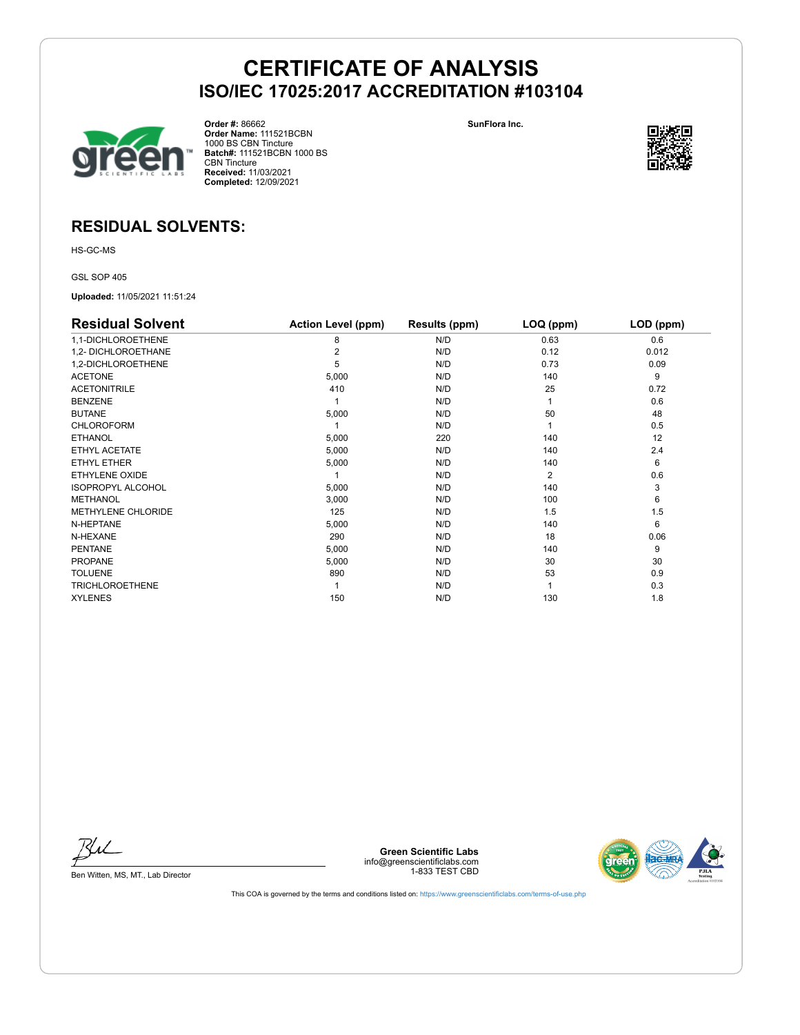# CERTIFICATE OF ANALYSIS
## ISO/IEC 17025:2017 ACCREDITATION #103104

**Order #:** 86662
**Order Name:** 111521BCBN 1000 BS CBN Tincture
**Batch#:** 111521BCBN 1000 BS CBN Tincture
**Received:** 11/03/2021
**Completed:** 12/09/2021

**SunFlora Inc.**

## RESIDUAL SOLVENTS:

HS-GC-MS

GSL SOP 405

**Uploaded:** 11/05/2021 11:51:24

| Residual Solvent | Action Level (ppm) | Results (ppm) | LOQ (ppm) | LOD (ppm) |
|---|---|---|---|---|
| 1,1-DICHLOROETHENE | 8 | N/D | 0.63 | 0.6 |
| 1,2- DICHLOROETHANE | 2 | N/D | 0.12 | 0.012 |
| 1,2-DICHLOROETHENE | 5 | N/D | 0.73 | 0.09 |
| ACETONE | 5,000 | N/D | 140 | 9 |
| ACETONITRILE | 410 | N/D | 25 | 0.72 |
| BENZENE | 1 | N/D | 1 | 0.6 |
| BUTANE | 5,000 | N/D | 50 | 48 |
| CHLOROFORM | 1 | N/D | 1 | 0.5 |
| ETHANOL | 5,000 | 220 | 140 | 12 |
| ETHYL ACETATE | 5,000 | N/D | 140 | 2.4 |
| ETHYL ETHER | 5,000 | N/D | 140 | 6 |
| ETHYLENE OXIDE | 1 | N/D | 2 | 0.6 |
| ISOPROPYL ALCOHOL | 5,000 | N/D | 140 | 3 |
| METHANOL | 3,000 | N/D | 100 | 6 |
| METHYLENE CHLORIDE | 125 | N/D | 1.5 | 1.5 |
| N-HEPTANE | 5,000 | N/D | 140 | 6 |
| N-HEXANE | 290 | N/D | 18 | 0.06 |
| PENTANE | 5,000 | N/D | 140 | 9 |
| PROPANE | 5,000 | N/D | 30 | 30 |
| TOLUENE | 890 | N/D | 53 | 0.9 |
| TRICHLOROETHENE | 1 | N/D | 1 | 0.3 |
| XYLENES | 150 | N/D | 130 | 1.8 |

Ben Witten, MS, MT., Lab Director

**Green Scientific Labs**
info@greenscientificlabs.com
1-833 TEST CBD

This COA is governed by the terms and conditions listed on: https://www.greenscientificlabs.com/terms-of-use.php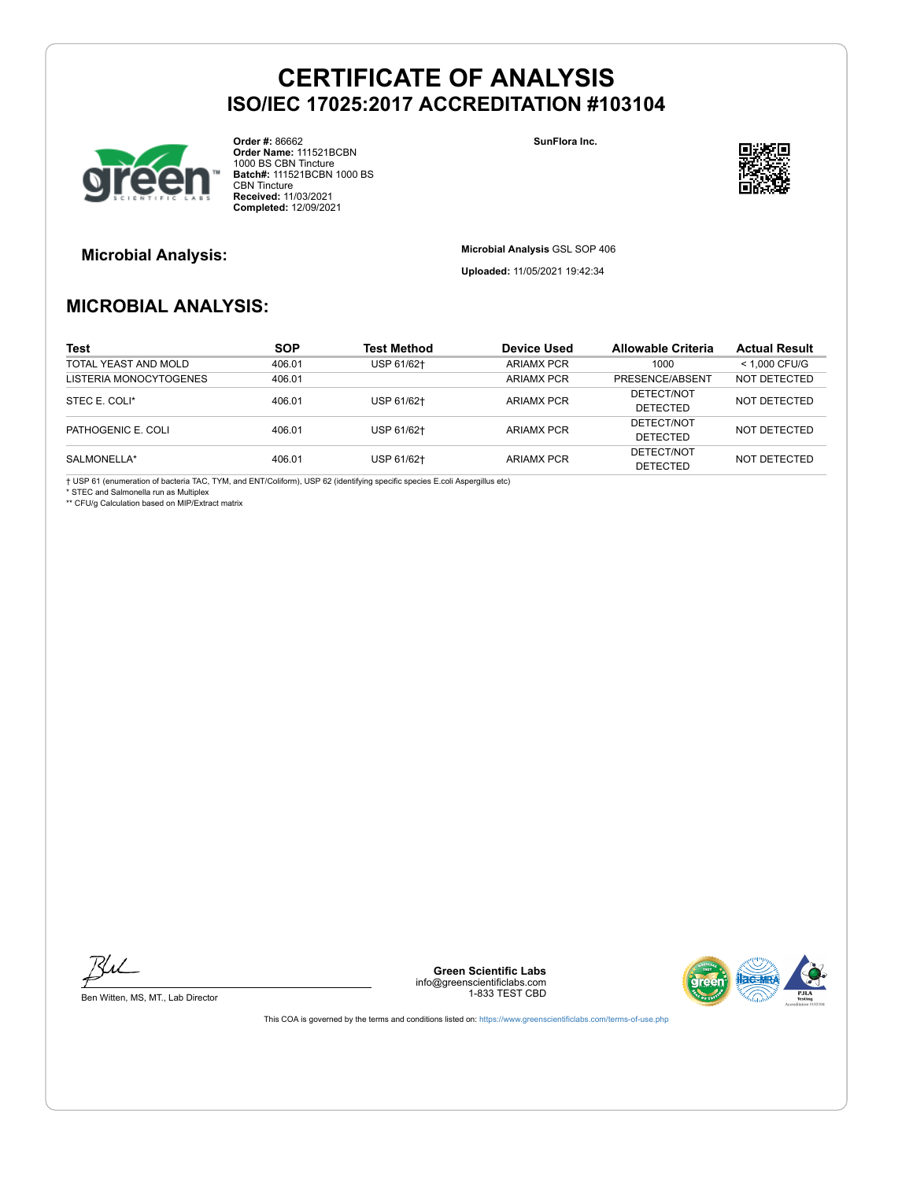# CERTIFICATE OF ANALYSIS

## ISO/IEC 17025:2017 ACCREDITATION #103104

**Order #:** 86662
**Order Name:** 111521BCBN 1000 BS CBN Tincture
**Batch#:** 111521BCBN 1000 BS CBN Tincture
**Received:** 11/03/2021
**Completed:** 12/09/2021

**SunFlora Inc.**

### Microbial Analysis:

**Microbial Analysis** GSL SOP 406

**Uploaded:** 11/05/2021 19:42:34

## MICROBIAL ANALYSIS:

| Test | SOP | Test Method | Device Used | Allowable Criteria | Actual Result |
|---|---|---|---|---|---|
| TOTAL YEAST AND MOLD | 406.01 | USP 61/62† | ARIAMX PCR | 1000 | < 1,000 CFU/G |
| LISTERIA MONOCYTOGENES | 406.01 | | ARIAMX PCR | PRESENCE/ABSENT | NOT DETECTED |
| STEC E. COLI* | 406.01 | USP 61/62† | ARIAMX PCR | DETECT/NOT DETECTED | NOT DETECTED |
| PATHOGENIC E. COLI | 406.01 | USP 61/62† | ARIAMX PCR | DETECT/NOT DETECTED | NOT DETECTED |
| SALMONELLA* | 406.01 | USP 61/62† | ARIAMX PCR | DETECT/NOT DETECTED | NOT DETECTED |

† USP 61 (enumeration of bacteria TAC, TYM, and ENT/Coliform), USP 62 (identifying specific species E.coli Aspergillus etc)
* STEC and Salmonella run as Multiplex
** CFU/g Calculation based on MIP/Extract matrix

Ben Witten, MS, MT., Lab Director

**Green Scientific Labs**
info@greenscientificlabs.com
1-833 TEST CBD

This COA is governed by the terms and conditions listed on: https://www.greenscientificlabs.com/terms-of-use.php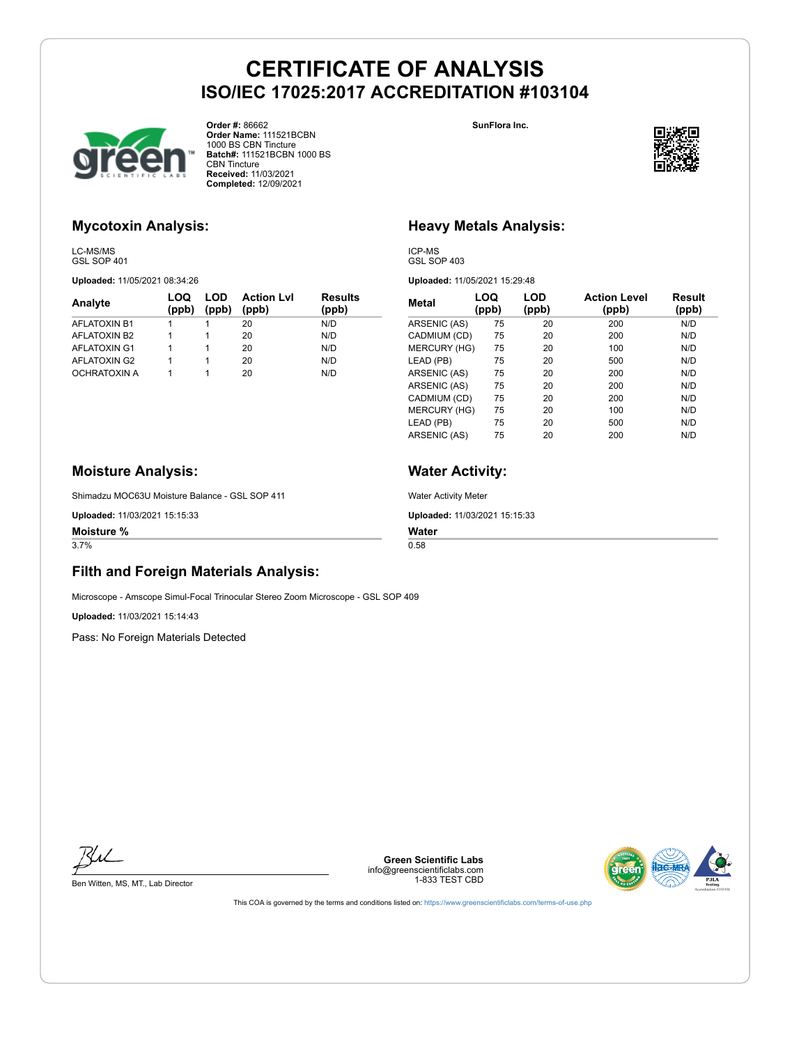# CERTIFICATE OF ANALYSIS
## ISO/IEC 17025:2017 ACCREDITATION #103104

**Order #:** 86662
**Order Name:** 111521BCBN 1000 BS CBN Tincture
**Batch#:** 111521BCBN 1000 BS CBN Tincture
**Received:** 11/03/2021
**Completed:** 12/09/2021

SunFlora Inc.

## Mycotoxin Analysis:

LC-MS/MS
GSL SOP 401

**Uploaded:** 11/05/2021 08:34:26

| Analyte | LOQ (ppb) | LOD (ppb) | Action Lvl (ppb) | Results (ppb) |
|---|---|---|---|---|
| AFLATOXIN B1 | 1 | 1 | 20 | N/D |
| AFLATOXIN B2 | 1 | 1 | 20 | N/D |
| AFLATOXIN G1 | 1 | 1 | 20 | N/D |
| AFLATOXIN G2 | 1 | 1 | 20 | N/D |
| OCHRATOXIN A | 1 | 1 | 20 | N/D |

## Heavy Metals Analysis:

ICP-MS
GSL SOP 403

**Uploaded:** 11/05/2021 15:29:48

| Metal | LOQ (ppb) | LOD (ppb) | Action Level (ppb) | Result (ppb) |
|---|---|---|---|---|
| ARSENIC (AS) | 75 | 20 | 200 | N/D |
| CADMIUM (CD) | 75 | 20 | 200 | N/D |
| MERCURY (HG) | 75 | 20 | 100 | N/D |
| LEAD (PB) | 75 | 20 | 500 | N/D |
| ARSENIC (AS) | 75 | 20 | 200 | N/D |
| ARSENIC (AS) | 75 | 20 | 200 | N/D |
| CADMIUM (CD) | 75 | 20 | 200 | N/D |
| MERCURY (HG) | 75 | 20 | 100 | N/D |
| LEAD (PB) | 75 | 20 | 500 | N/D |
| ARSENIC (AS) | 75 | 20 | 200 | N/D |

## Moisture Analysis:

Shimadzu MOC63U Moisture Balance - GSL SOP 411

**Uploaded:** 11/03/2021 15:15:33

| Moisture % |
|---|
| 3.7% |

## Water Activity:

Water Activity Meter

**Uploaded:** 11/03/2021 15:15:33

| Water |
|---|
| 0.58 |

## Filth and Foreign Materials Analysis:

Microscope - Amscope Simul-Focal Trinocular Stereo Zoom Microscope - GSL SOP 409

**Uploaded:** 11/03/2021 15:14:43

Pass: No Foreign Materials Detected

Ben Witten, MS, MT., Lab Director

**Green Scientific Labs**
info@greenscientificlabs.com
1-833 TEST CBD

This COA is governed by the terms and conditions listed on: https://www.greenscientificlabs.com/terms-of-use.php